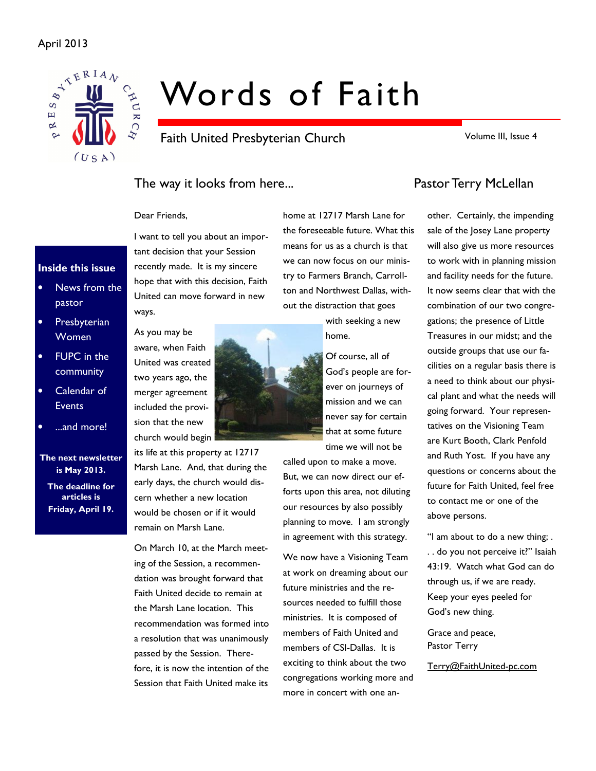April 2013

# Words of Faith

Faith United Presbyterian Church

Volume III, Issue 4

**Inside this issue**

- News from the pastor
- Presbyterian Women
- FUPC in the community
- Calendar of Events
- ...and more!

**The next newsletter is May 2013.**

**The deadline for articles is Friday, April 19.**

## The way it looks from here...

### Pastor Terry McLellan

Dear Friends,

I want to tell you about an important decision that your Session recently made. It is my sincere hope that with this decision, Faith United can move forward in new ways.

As you may be aware, when Faith United was created two years ago, the merger agreement included the provision that the new church would begin its life at this property at 12717 Marsh Lane. And, that during the early days, the church would discern whether a new location would be chosen or if it would remain on Marsh Lane.

On March 10, at the March meeting of the Session, a recommendation was brought forward that Faith United decide to remain at the Marsh Lane location. This recommendation was formed into a resolution that was unanimously passed by the Session. Therefore, it is now the intention of the Session that Faith United make its home at 12717 Marsh Lane for the foreseeable future. What this means for us as a church is that we can now focus on our ministry to Farmers Branch, Carrollton and Northwest Dallas, without the distraction that goes with seeking a new home.

Of course, all of God's people are forever on journeys of mission and we can never say for certain that at some future time we will not be called upon to make a move. But, we can now direct our efforts upon this area, not diluting our resources by also possibly planning to move. I am strongly in agreement with this strategy.

We now have a Visioning Team at work on dreaming about our future ministries and the resources needed to fulfill those ministries. It is composed of members of Faith United and members of CSI-Dallas. It is exciting to think about the two congregations working more and more in concert with one another. Certainly, the impending sale of the Josey Lane property will also give us more resources to work with in planning mission and facility needs for the future. It now seems clear that with the combination of our two congregations; the presence of Little Treasures in our midst; and the outside groups that use our facilities on a regular basis there is a need to think about our physical plant and what the needs will going forward. Your representatives on the Visioning Team are Kurt Booth, Clark Penfold and Ruth Yost. If you have any questions or concerns about the future for Faith United, feel free to contact me or one of the above persons.

"I am about to do a new thing; . . . do you not perceive it?" Isaiah 43:19. Watch what God can do through us, if we are ready. Keep your eyes peeled for God's new thing.

Grace and peace,
Pastor Terry

Terry@FaithUnited-pc.com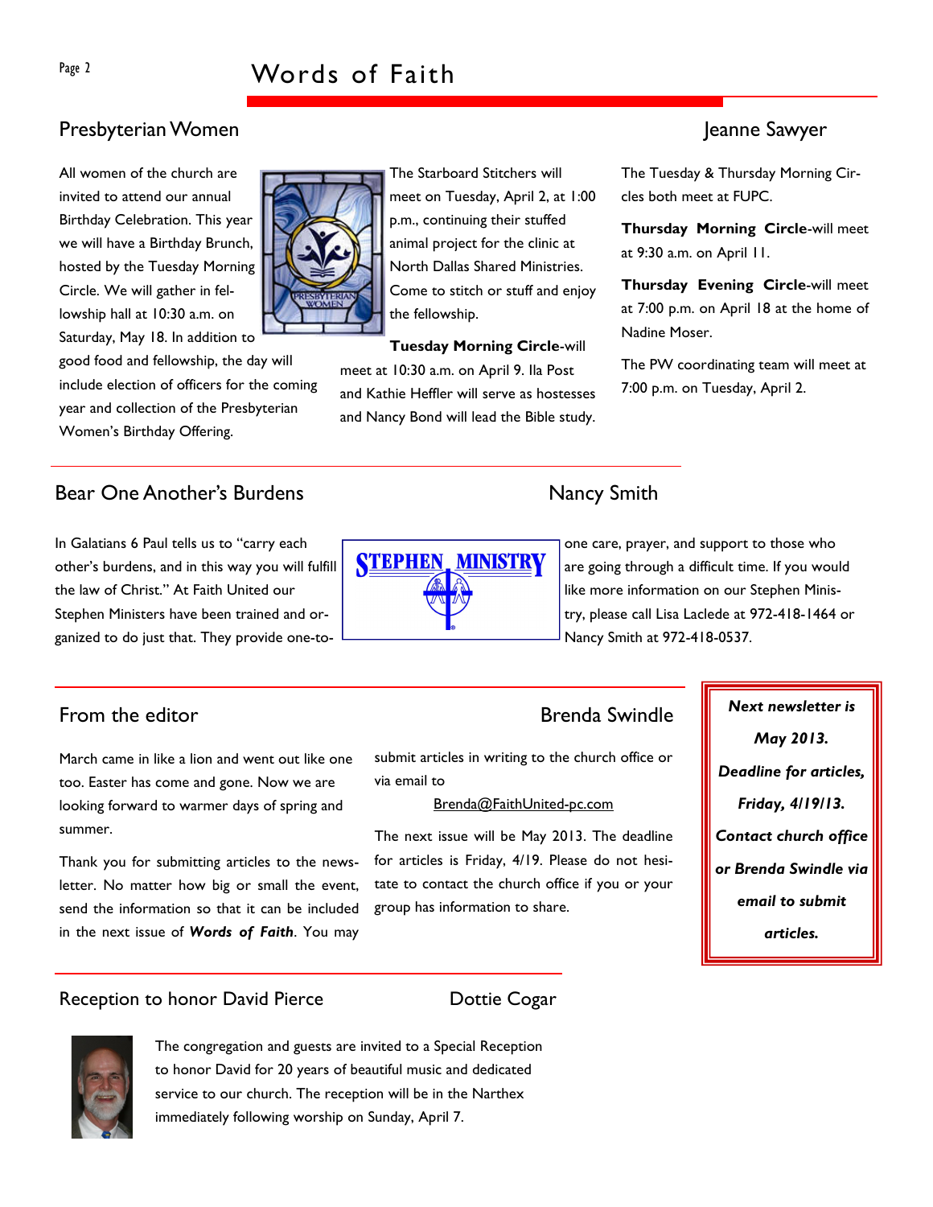## Presbyterian Women

Jeanne Sawyer

All women of the church are invited to attend our annual Birthday Celebration. This year we will have a Birthday Brunch, hosted by the Tuesday Morning Circle. We will gather in fellowship hall at 10:30 a.m. on Saturday, May 18. In addition to good food and fellowship, the day will include election of officers for the coming year and collection of the Presbyterian Women's Birthday Offering.

The Starboard Stitchers will meet on Tuesday, April 2, at 1:00 p.m., continuing their stuffed animal project for the clinic at North Dallas Shared Ministries. Come to stitch or stuff and enjoy the fellowship.

**Tuesday Morning Circle**-will meet at 10:30 a.m. on April 9. Ila Post and Kathie Heffler will serve as hostesses and Nancy Bond will lead the Bible study.

The Tuesday & Thursday Morning Circles both meet at FUPC.

**Thursday Morning Circle**-will meet at 9:30 a.m. on April 11.

**Thursday Evening Circle**-will meet at 7:00 p.m. on April 18 at the home of Nadine Moser.

The PW coordinating team will meet at 7:00 p.m. on Tuesday, April 2.

## Bear One Another's Burdens

Nancy Smith

In Galatians 6 Paul tells us to "carry each other's burdens, and in this way you will fulfill the law of Christ." At Faith United our Stephen Ministers have been trained and organized to do just that. They provide one-to-one care, prayer, and support to those who are going through a difficult time. If you would like more information on our Stephen Ministry, please call Lisa Laclede at 972-418-1464 or Nancy Smith at 972-418-0537.

## From the editor

Brenda Swindle

March came in like a lion and went out like one too. Easter has come and gone. Now we are looking forward to warmer days of spring and summer.

Thank you for submitting articles to the newsletter. No matter how big or small the event, send the information so that it can be included in the next issue of ***Words of Faith***. You may submit articles in writing to the church office or via email to

Brenda@FaithUnited-pc.com

The next issue will be May 2013. The deadline for articles is Friday, 4/19. Please do not hesitate to contact the church office if you or your group has information to share.

***Next newsletter is May 2013.***

***Deadline for articles, Friday, 4/19/13.***

***Contact church office or Brenda Swindle via email to submit articles.***

## Reception to honor David Pierce

Dottie Cogar

The congregation and guests are invited to a Special Reception to honor David for 20 years of beautiful music and dedicated service to our church. The reception will be in the Narthex immediately following worship on Sunday, April 7.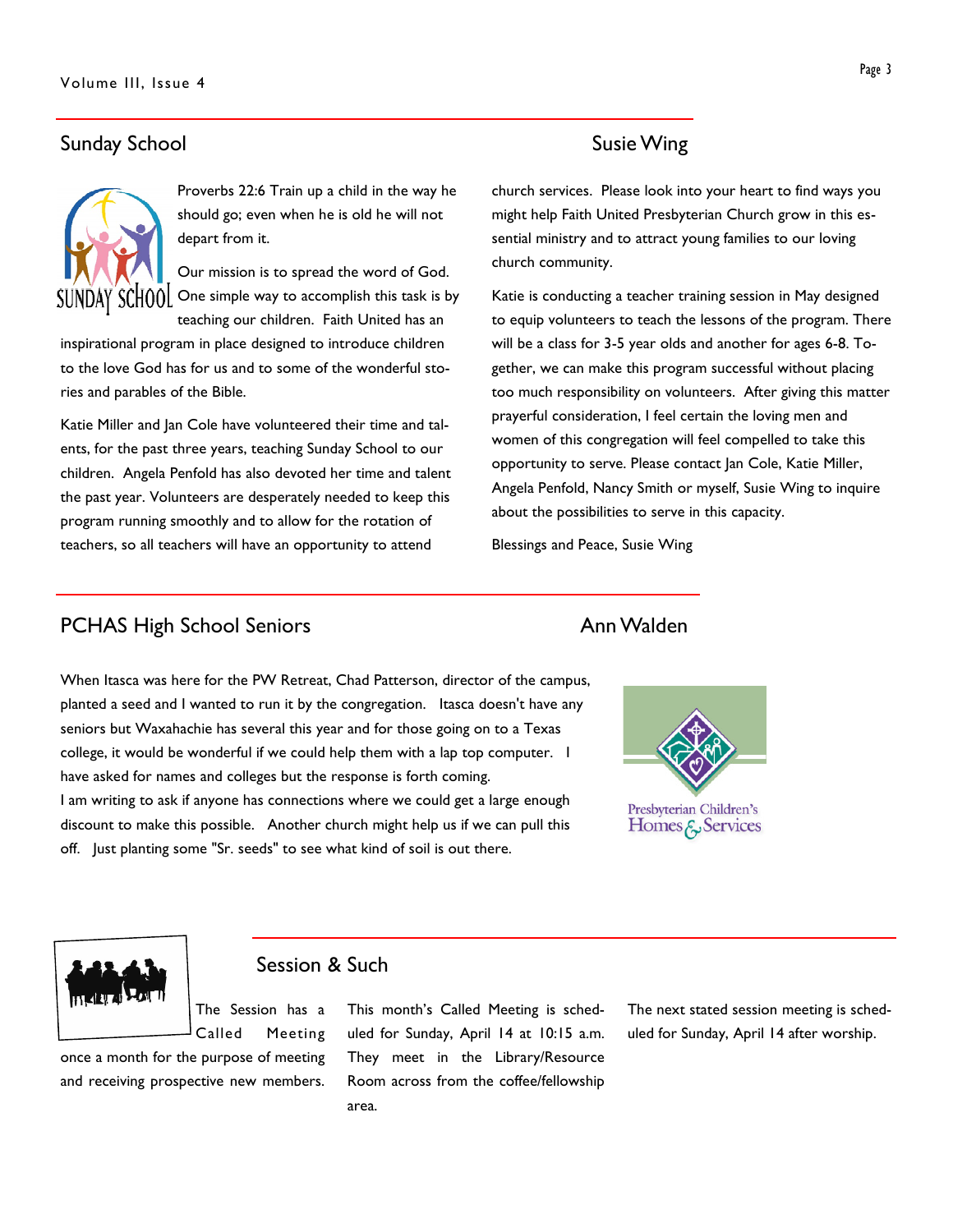## Sunday School — Susie Wing

Proverbs 22:6 Train up a child in the way he should go; even when he is old he will not depart from it.

Our mission is to spread the word of God. One simple way to accomplish this task is by teaching our children. Faith United has an inspirational program in place designed to introduce children to the love God has for us and to some of the wonderful stories and parables of the Bible.

Katie Miller and Jan Cole have volunteered their time and talents, for the past three years, teaching Sunday School to our children. Angela Penfold has also devoted her time and talent the past year. Volunteers are desperately needed to keep this program running smoothly and to allow for the rotation of teachers, so all teachers will have an opportunity to attend church services. Please look into your heart to find ways you might help Faith United Presbyterian Church grow in this essential ministry and to attract young families to our loving church community.

Katie is conducting a teacher training session in May designed to equip volunteers to teach the lessons of the program. There will be a class for 3-5 year olds and another for ages 6-8. Together, we can make this program successful without placing too much responsibility on volunteers. After giving this matter prayerful consideration, I feel certain the loving men and women of this congregation will feel compelled to take this opportunity to serve. Please contact Jan Cole, Katie Miller, Angela Penfold, Nancy Smith or myself, Susie Wing to inquire about the possibilities to serve in this capacity.

Blessings and Peace, Susie Wing

## PCHAS High School Seniors — Ann Walden

When Itasca was here for the PW Retreat, Chad Patterson, director of the campus, planted a seed and I wanted to run it by the congregation. Itasca doesn't have any seniors but Waxahachie has several this year and for those going on to a Texas college, it would be wonderful if we could help them with a lap top computer. I have asked for names and colleges but the response is forth coming.

I am writing to ask if anyone has connections where we could get a large enough discount to make this possible. Another church might help us if we can pull this off. Just planting some "Sr. seeds" to see what kind of soil is out there.

## Session & Such

The Session has a Called Meeting once a month for the purpose of meeting and receiving prospective new members.

This month's Called Meeting is scheduled for Sunday, April 14 at 10:15 a.m. They meet in the Library/Resource Room across from the coffee/fellowship area.

The next stated session meeting is scheduled for Sunday, April 14 after worship.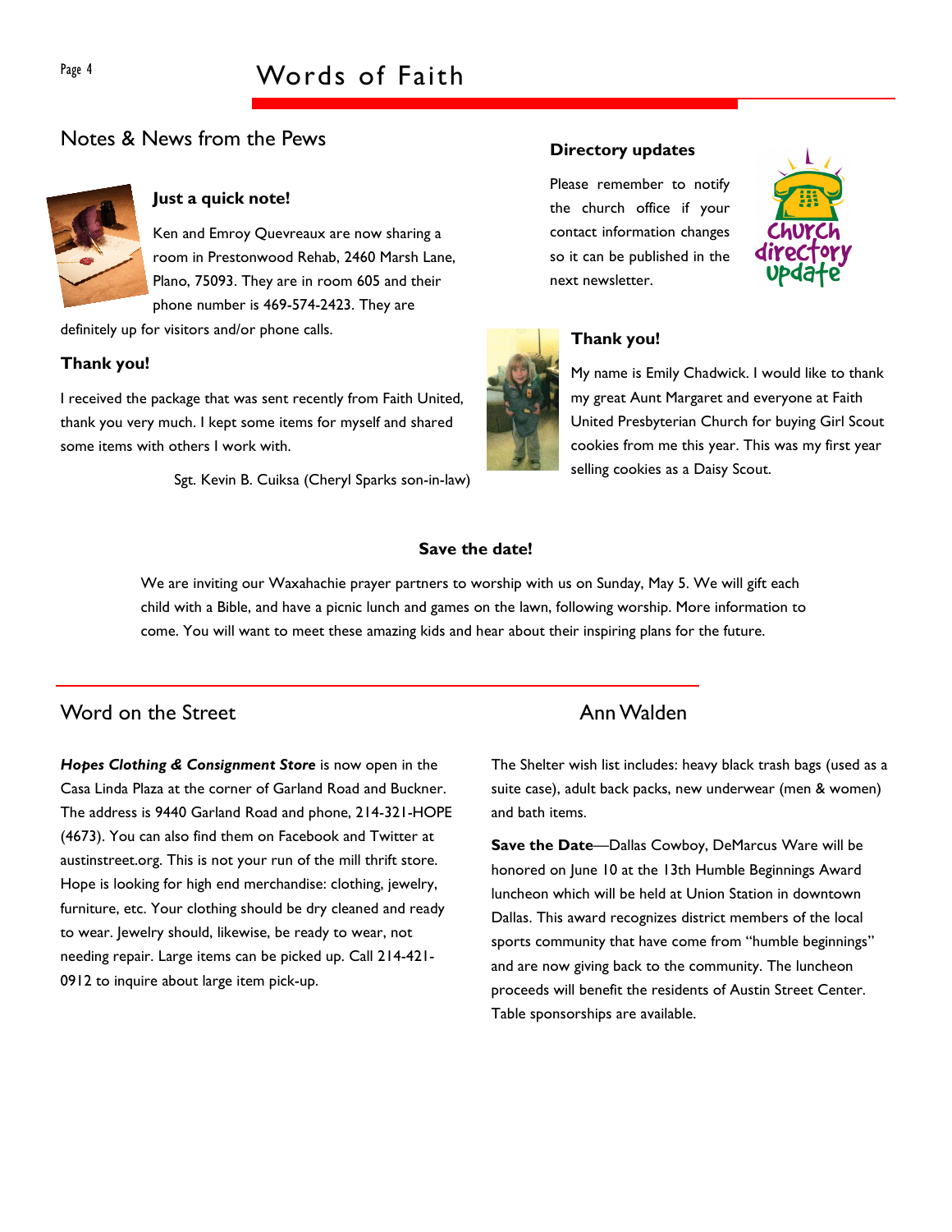## Notes & News from the Pews

### Just a quick note!

Ken and Emroy Quevreaux are now sharing a room in Prestonwood Rehab, 2460 Marsh Lane, Plano, 75093. They are in room 605 and their phone number is 469-574-2423. They are definitely up for visitors and/or phone calls.

### Thank you!

I received the package that was sent recently from Faith United, thank you very much. I kept some items for myself and shared some items with others I work with.

Sgt. Kevin B. Cuiksa (Cheryl Sparks son-in-law)

### Directory updates

Please remember to notify the church office if your contact information changes so it can be published in the next newsletter.

### Thank you!

My name is Emily Chadwick. I would like to thank my great Aunt Margaret and everyone at Faith United Presbyterian Church for buying Girl Scout cookies from me this year. This was my first year selling cookies as a Daisy Scout.

### Save the date!

We are inviting our Waxahachie prayer partners to worship with us on Sunday, May 5. We will gift each child with a Bible, and have a picnic lunch and games on the lawn, following worship. More information to come. You will want to meet these amazing kids and hear about their inspiring plans for the future.

## Word on the Street

***Hopes Clothing & Consignment Store*** is now open in the Casa Linda Plaza at the corner of Garland Road and Buckner. The address is 9440 Garland Road and phone, 214-321-HOPE (4673). You can also find them on Facebook and Twitter at austinstreet.org. This is not your run of the mill thrift store. Hope is looking for high end merchandise: clothing, jewelry, furniture, etc. Your clothing should be dry cleaned and ready to wear. Jewelry should, likewise, be ready to wear, not needing repair. Large items can be picked up. Call 214-421-0912 to inquire about large item pick-up.

## Ann Walden

The Shelter wish list includes: heavy black trash bags (used as a suite case), adult back packs, new underwear (men & women) and bath items.

**Save the Date**—Dallas Cowboy, DeMarcus Ware will be honored on June 10 at the 13th Humble Beginnings Award luncheon which will be held at Union Station in downtown Dallas. This award recognizes district members of the local sports community that have come from "humble beginnings" and are now giving back to the community. The luncheon proceeds will benefit the residents of Austin Street Center. Table sponsorships are available.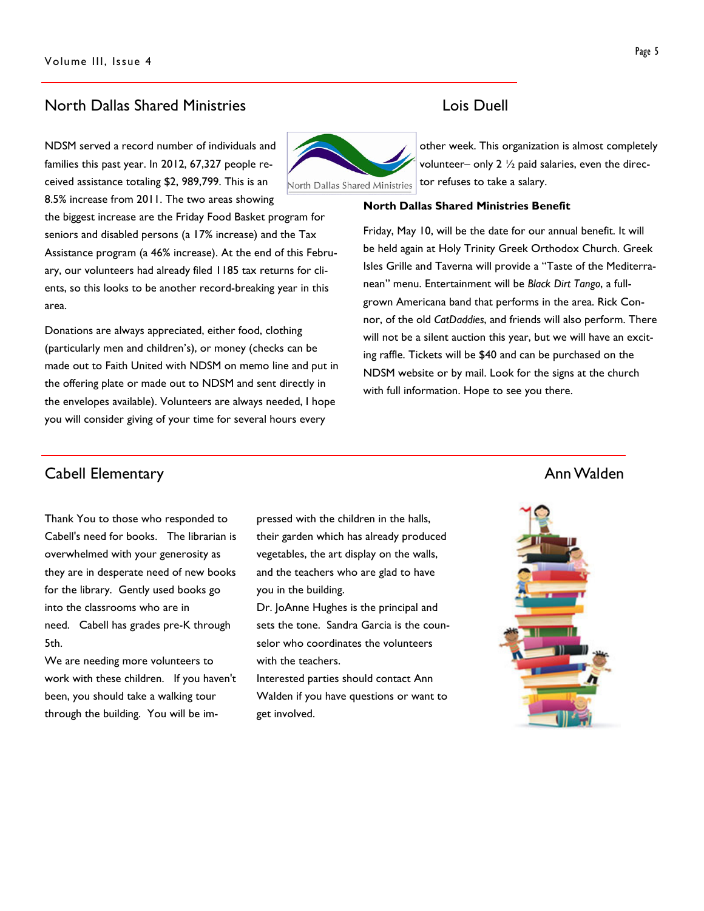## North Dallas Shared Ministries

Lois Duell

NDSM served a record number of individuals and families this past year. In 2012, 67,327 people received assistance totaling $2, 989,799. This is an 8.5% increase from 2011. The two areas showing the biggest increase are the Friday Food Basket program for seniors and disabled persons (a 17% increase) and the Tax Assistance program (a 46% increase). At the end of this February, our volunteers had already filed 1185 tax returns for clients, so this looks to be another record-breaking year in this area.

Donations are always appreciated, either food, clothing (particularly men and children's), or money (checks can be made out to Faith United with NDSM on memo line and put in the offering plate or made out to NDSM and sent directly in the envelopes available). Volunteers are always needed, I hope you will consider giving of your time for several hours every other week. This organization is almost completely volunteer– only 2 ½ paid salaries, even the director refuses to take a salary.

**North Dallas Shared Ministries Benefit**

Friday, May 10, will be the date for our annual benefit. It will be held again at Holy Trinity Greek Orthodox Church. Greek Isles Grille and Taverna will provide a "Taste of the Mediterranean" menu. Entertainment will be *Black Dirt Tango*, a full-grown Americana band that performs in the area. Rick Connor, of the old *CatDaddies*, and friends will also perform. There will not be a silent auction this year, but we will have an exciting raffle. Tickets will be $40 and can be purchased on the NDSM website or by mail. Look for the signs at the church with full information. Hope to see you there.

## Cabell Elementary

Ann Walden

Thank You to those who responded to Cabell's need for books. The librarian is overwhelmed with your generosity as they are in desperate need of new books for the library. Gently used books go into the classrooms who are in need. Cabell has grades pre-K through 5th.

We are needing more volunteers to work with these children. If you haven't been, you should take a walking tour through the building. You will be impressed with the children in the halls, their garden which has already produced vegetables, the art display on the walls, and the teachers who are glad to have you in the building.

Dr. JoAnne Hughes is the principal and sets the tone. Sandra Garcia is the counselor who coordinates the volunteers with the teachers.

Interested parties should contact Ann Walden if you have questions or want to get involved.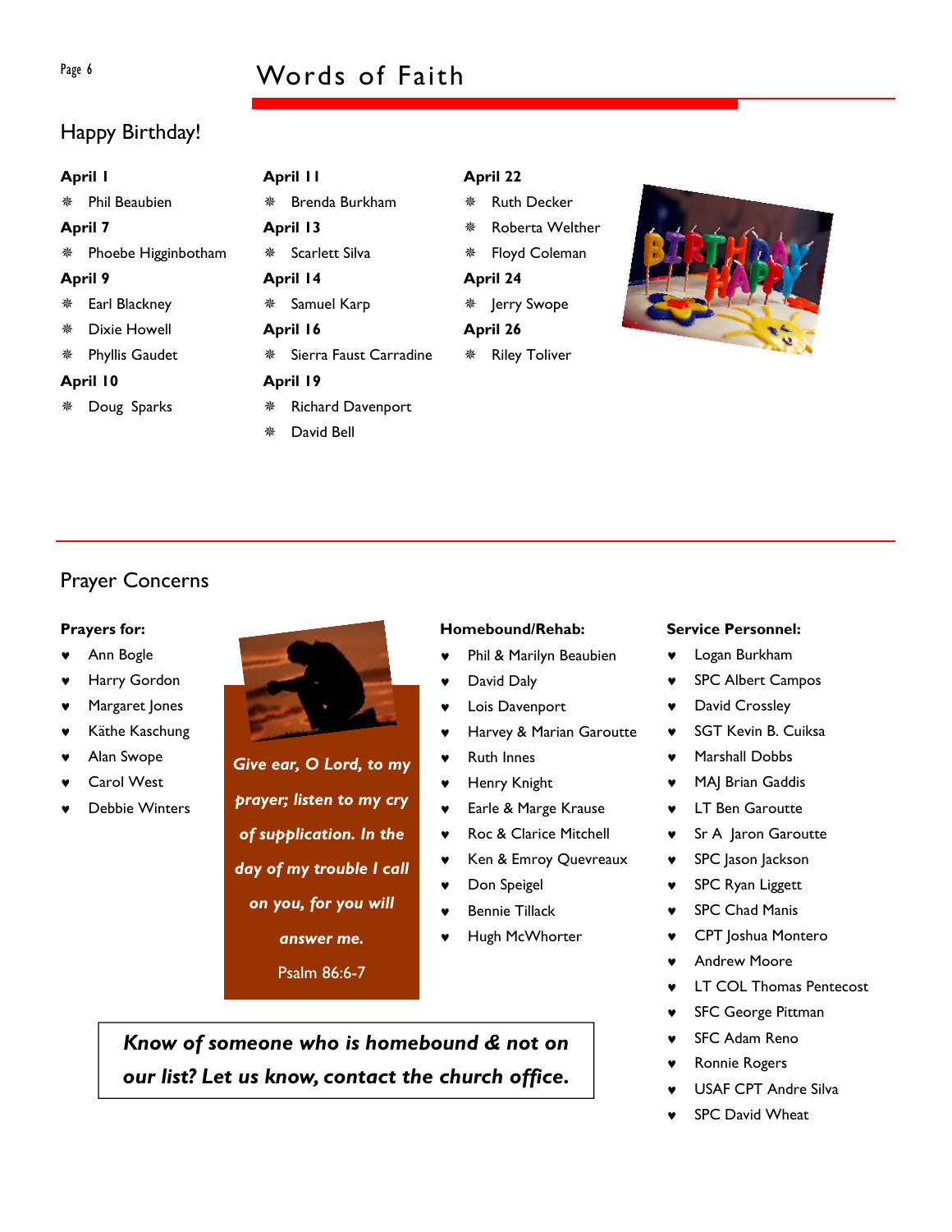# Words of Faith

## Happy Birthday!

**April 1**

- Phil Beaubien

**April 7**

- Phoebe Higginbotham

**April 9**

- Earl Blackney
- Dixie Howell
- Phyllis Gaudet

**April 10**

- Doug Sparks

**April 11**

- Brenda Burkham

**April 13**

- Scarlett Silva

**April 14**

- Samuel Karp

**April 16**

- Sierra Faust Carradine

**April 19**

- Richard Davenport
- David Bell

**April 22**

- Ruth Decker
- Roberta Welther
- Floyd Coleman

**April 24**

- Jerry Swope

**April 26**

- Riley Toliver

## Prayer Concerns

**Prayers for:**

- Ann Bogle
- Harry Gordon
- Margaret Jones
- Käthe Kaschung
- Alan Swope
- Carol West
- Debbie Winters

***Give ear, O Lord, to my prayer; listen to my cry of supplication. In the day of my trouble I call on you, for you will answer me.***

Psalm 86:6-7

**Homebound/Rehab:**

- Phil & Marilyn Beaubien
- David Daly
- Lois Davenport
- Harvey & Marian Garoutte
- Ruth Innes
- Henry Knight
- Earle & Marge Krause
- Roc & Clarice Mitchell
- Ken & Emroy Quevreaux
- Don Speigel
- Bennie Tillack
- Hugh McWhorter

**Service Personnel:**

- Logan Burkham
- SPC Albert Campos
- David Crossley
- SGT Kevin B. Cuiksa
- Marshall Dobbs
- MAJ Brian Gaddis
- LT Ben Garoutte
- Sr A Jaron Garoutte
- SPC Jason Jackson
- SPC Ryan Liggett
- SPC Chad Manis
- CPT Joshua Montero
- Andrew Moore
- LT COL Thomas Pentecost
- SFC George Pittman
- SFC Adam Reno
- Ronnie Rogers
- USAF CPT Andre Silva
- SPC David Wheat

***Know of someone who is homebound & not on our list? Let us know, contact the church office.***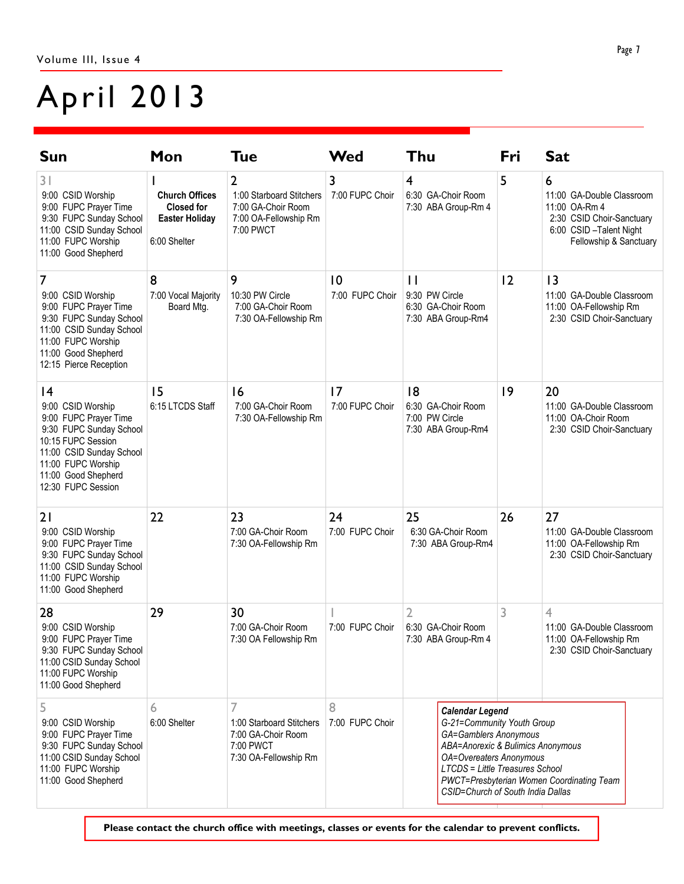# April 2013

| Sun | Mon | Tue | Wed | Thu | Fri | Sat |
|---|---|---|---|---|---|---|
| 31<br>9:00 CSID Worship<br>9:00 FUPC Prayer Time<br>9:30 FUPC Sunday School<br>11:00 CSID Sunday School<br>11:00 FUPC Worship<br>11:00 Good Shepherd | 1<br>**Church Offices Closed for Easter Holiday**<br>6:00 Shelter | 2<br>1:00 Starboard Stitchers<br>7:00 GA-Choir Room<br>7:00 OA-Fellowship Rm<br>7:00 PWCT | 3<br>7:00 FUPC Choir | 4<br>6:30 GA-Choir Room<br>7:30 ABA Group-Rm 4 | 5 | 6<br>11:00 GA-Double Classroom<br>11:00 OA-Rm 4<br>2:30 CSID Choir-Sanctuary<br>6:00 CSID –Talent Night Fellowship & Sanctuary |
| 7<br>9:00 CSID Worship<br>9:00 FUPC Prayer Time<br>9:30 FUPC Sunday School<br>11:00 CSID Sunday School<br>11:00 FUPC Worship<br>11:00 Good Shepherd<br>12:15 Pierce Reception | 8<br>7:00 Vocal Majority Board Mtg. | 9<br>10:30 PW Circle<br>7:00 GA-Choir Room<br>7:30 OA-Fellowship Rm | 10<br>7:00 FUPC Choir | 11<br>9:30 PW Circle<br>6:30 GA-Choir Room<br>7:30 ABA Group-Rm4 | 12 | 13<br>11:00 GA-Double Classroom<br>11:00 OA-Fellowship Rm<br>2:30 CSID Choir-Sanctuary |
| 14<br>9:00 CSID Worship<br>9:00 FUPC Prayer Time<br>9:30 FUPC Sunday School<br>10:15 FUPC Session<br>11:00 CSID Sunday School<br>11:00 FUPC Worship<br>11:00 Good Shepherd<br>12:30 FUPC Session | 15<br>6:15 LTCDS Staff | 16<br>7:00 GA-Choir Room<br>7:30 OA-Fellowship Rm | 17<br>7:00 FUPC Choir | 18<br>6:30 GA-Choir Room<br>7:00 PW Circle<br>7:30 ABA Group-Rm4 | 19 | 20<br>11:00 GA-Double Classroom<br>11:00 OA-Choir Room<br>2:30 CSID Choir-Sanctuary |
| 21<br>9:00 CSID Worship<br>9:00 FUPC Prayer Time<br>9:30 FUPC Sunday School<br>11:00 CSID Sunday School<br>11:00 FUPC Worship<br>11:00 Good Shepherd | 22 | 23<br>7:00 GA-Choir Room<br>7:30 OA-Fellowship Rm | 24<br>7:00 FUPC Choir | 25<br>6:30 GA-Choir Room<br>7:30 ABA Group-Rm4 | 26 | 27<br>11:00 GA-Double Classroom<br>11:00 OA-Fellowship Rm<br>2:30 CSID Choir-Sanctuary |
| 28<br>9:00 CSID Worship<br>9:00 FUPC Prayer Time<br>9:30 FUPC Sunday School<br>11:00 CSID Sunday School<br>11:00 FUPC Worship<br>11:00 Good Shepherd | 29 | 30<br>7:00 GA-Choir Room<br>7:30 OA Fellowship Rm | 1<br>7:00 FUPC Choir | 2<br>6:30 GA-Choir Room<br>7:30 ABA Group-Rm 4 | 3 | 4<br>11:00 GA-Double Classroom<br>11:00 OA-Fellowship Rm<br>2:30 CSID Choir-Sanctuary |
| 5<br>9:00 CSID Worship<br>9:00 FUPC Prayer Time<br>9:30 FUPC Sunday School<br>11:00 CSID Sunday School<br>11:00 FUPC Worship<br>11:00 Good Shepherd | 6<br>6:00 Shelter | 7<br>1:00 Starboard Stitchers<br>7:00 GA-Choir Room<br>7:00 PWCT<br>7:30 OA-Fellowship Rm | 8<br>7:00 FUPC Choir | | | |

***Calendar Legend***
*G-21=Community Youth Group*
*GA=Gamblers Anonymous*
*ABA=Anorexic & Bulimics Anonymous*
*OA=Overeaters Anonymous*
*LTCDS = Little Treasures School*
*PWCT=Presbyterian Women Coordinating Team*
*CSID=Church of South India Dallas*

**Please contact the church office with meetings, classes or events for the calendar to prevent conflicts.**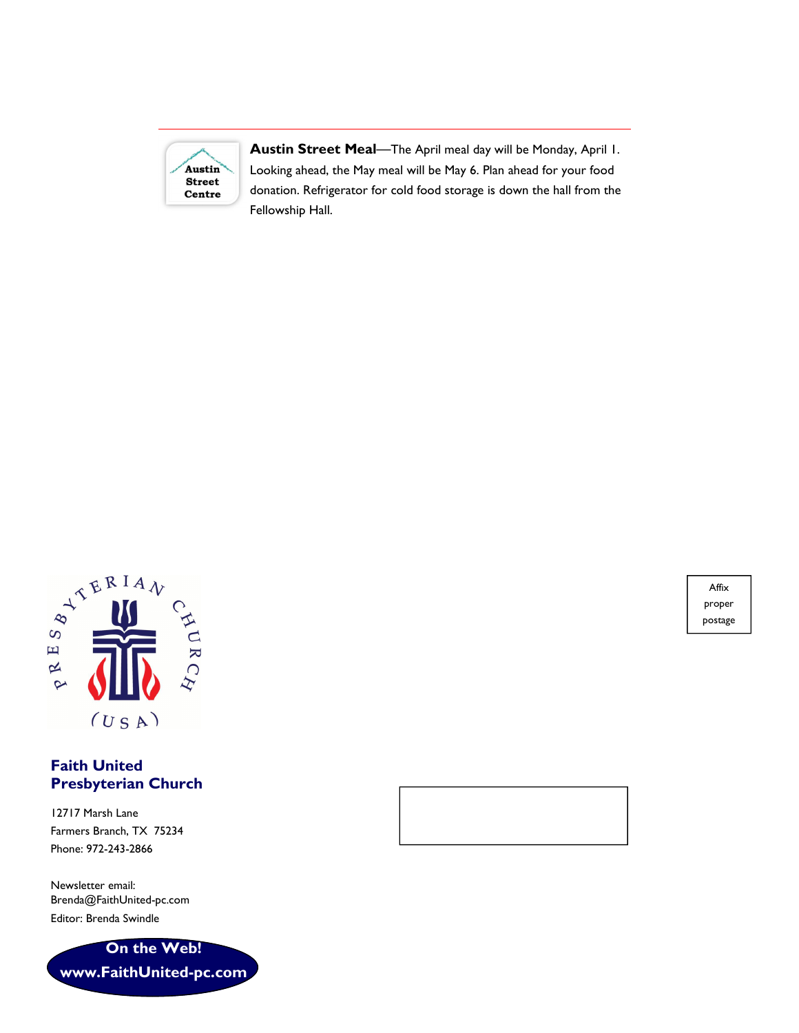Austin Street Centre

**Austin Street Meal**—The April meal day will be Monday, April 1. Looking ahead, the May meal will be May 6. Plan ahead for your food donation. Refrigerator for cold food storage is down the hall from the Fellowship Hall.

PRESBYTERIAN CHURCH (USA)

Affix proper postage

**Faith United Presbyterian Church**

12717 Marsh Lane
Farmers Branch, TX 75234
Phone: 972-243-2866

Newsletter email:
Brenda@FaithUnited-pc.com
Editor: Brenda Swindle

**On the Web!**
**www.FaithUnited-pc.com**